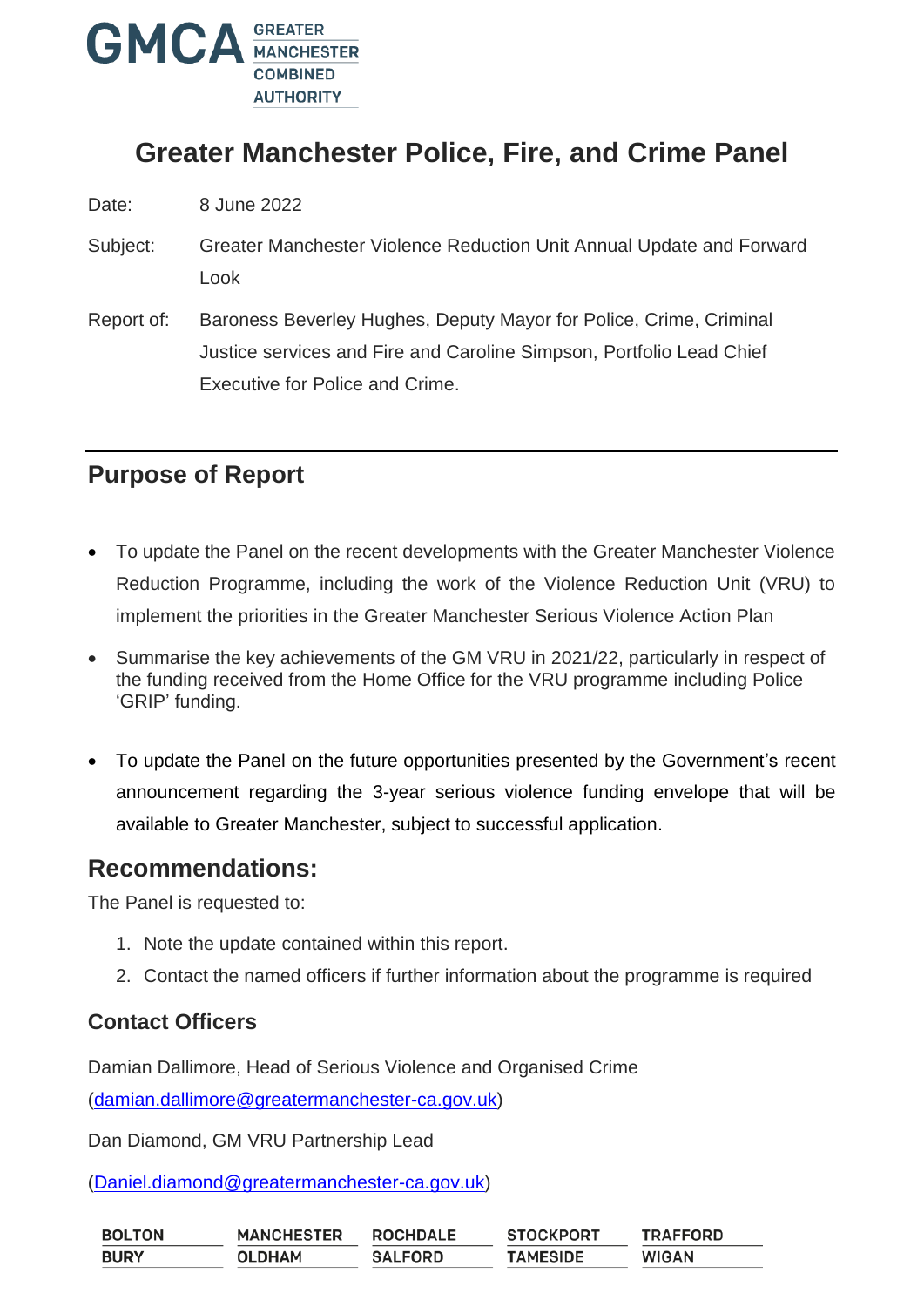GMCA GREATER MANCHESTER COMBINED AUTHORITY

# Greater Manchester Police, Fire, and Crime Panel

Date: 8 June 2022

Subject: Greater Manchester Violence Reduction Unit Annual Update and Forward Look

Report of: Baroness Beverley Hughes, Deputy Mayor for Police, Crime, Criminal Justice services and Fire and Caroline Simpson, Portfolio Lead Chief Executive for Police and Crime.

## Purpose of Report

- To update the Panel on the recent developments with the Greater Manchester Violence Reduction Programme, including the work of the Violence Reduction Unit (VRU) to implement the priorities in the Greater Manchester Serious Violence Action Plan
- Summarise the key achievements of the GM VRU in 2021/22, particularly in respect of the funding received from the Home Office for the VRU programme including Police 'GRIP' funding.
- To update the Panel on the future opportunities presented by the Government's recent announcement regarding the 3-year serious violence funding envelope that will be available to Greater Manchester, subject to successful application.

## Recommendations:

The Panel is requested to:

1. Note the update contained within this report.
2. Contact the named officers if further information about the programme is required

### Contact Officers

Damian Dallimore, Head of Serious Violence and Organised Crime (damian.dallimore@greatermanchester-ca.gov.uk)

Dan Diamond, GM VRU Partnership Lead

(Daniel.diamond@greatermanchester-ca.gov.uk)

BOLTON | MANCHESTER | ROCHDALE | STOCKPORT | TRAFFORD
BURY | OLDHAM | SALFORD | TAMESIDE | WIGAN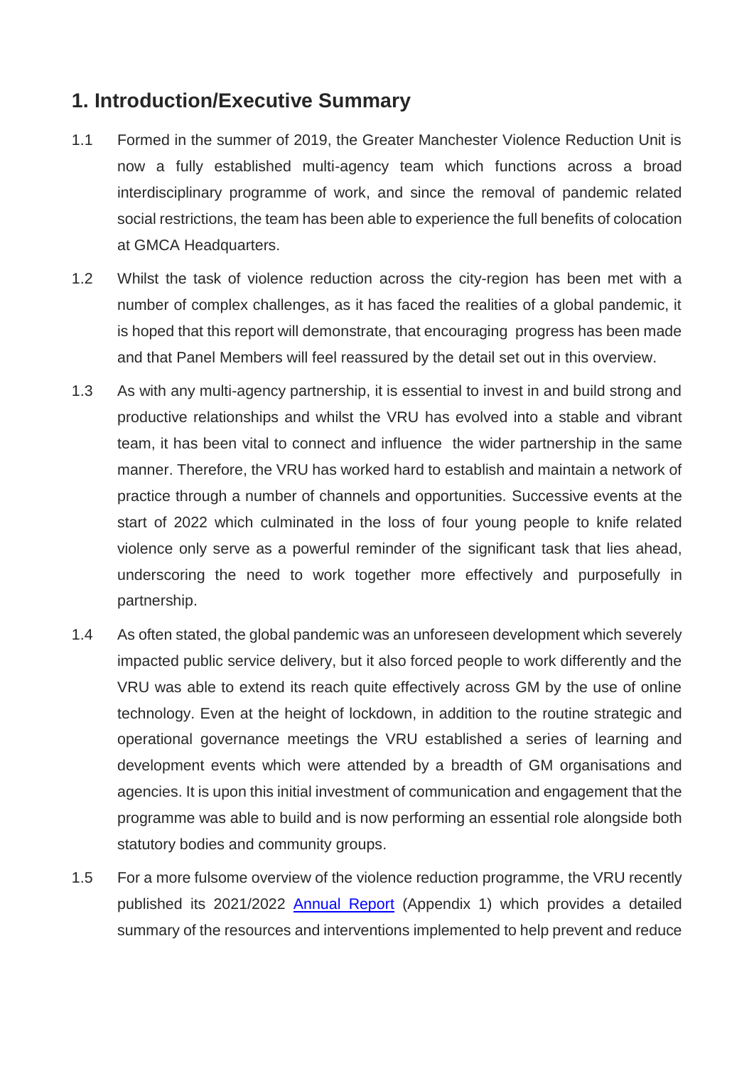## 1. Introduction/Executive Summary

1.1 Formed in the summer of 2019, the Greater Manchester Violence Reduction Unit is now a fully established multi-agency team which functions across a broad interdisciplinary programme of work, and since the removal of pandemic related social restrictions, the team has been able to experience the full benefits of colocation at GMCA Headquarters.

1.2 Whilst the task of violence reduction across the city-region has been met with a number of complex challenges, as it has faced the realities of a global pandemic, it is hoped that this report will demonstrate, that encouraging progress has been made and that Panel Members will feel reassured by the detail set out in this overview.

1.3 As with any multi-agency partnership, it is essential to invest in and build strong and productive relationships and whilst the VRU has evolved into a stable and vibrant team, it has been vital to connect and influence the wider partnership in the same manner. Therefore, the VRU has worked hard to establish and maintain a network of practice through a number of channels and opportunities. Successive events at the start of 2022 which culminated in the loss of four young people to knife related violence only serve as a powerful reminder of the significant task that lies ahead, underscoring the need to work together more effectively and purposefully in partnership.

1.4 As often stated, the global pandemic was an unforeseen development which severely impacted public service delivery, but it also forced people to work differently and the VRU was able to extend its reach quite effectively across GM by the use of online technology. Even at the height of lockdown, in addition to the routine strategic and operational governance meetings the VRU established a series of learning and development events which were attended by a breadth of GM organisations and agencies. It is upon this initial investment of communication and engagement that the programme was able to build and is now performing an essential role alongside both statutory bodies and community groups.

1.5 For a more fulsome overview of the violence reduction programme, the VRU recently published its 2021/2022 Annual Report (Appendix 1) which provides a detailed summary of the resources and interventions implemented to help prevent and reduce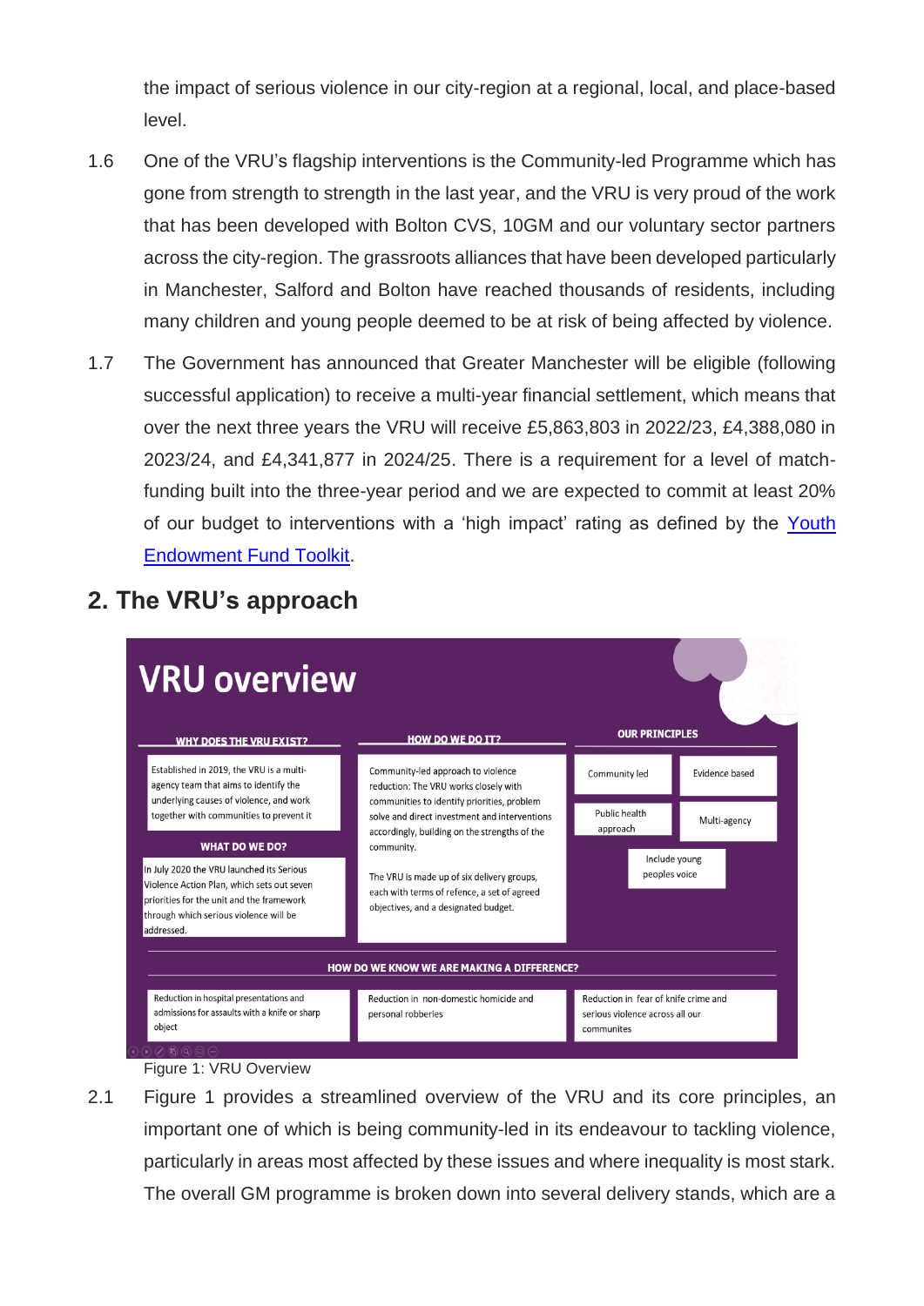the impact of serious violence in our city-region at a regional, local, and place-based level.

1.6 One of the VRU's flagship interventions is the Community-led Programme which has gone from strength to strength in the last year, and the VRU is very proud of the work that has been developed with Bolton CVS, 10GM and our voluntary sector partners across the city-region. The grassroots alliances that have been developed particularly in Manchester, Salford and Bolton have reached thousands of residents, including many children and young people deemed to be at risk of being affected by violence.

1.7 The Government has announced that Greater Manchester will be eligible (following successful application) to receive a multi-year financial settlement, which means that over the next three years the VRU will receive £5,863,803 in 2022/23, £4,388,080 in 2023/24, and £4,341,877 in 2024/25. There is a requirement for a level of match-funding built into the three-year period and we are expected to commit at least 20% of our budget to interventions with a 'high impact' rating as defined by the [Youth Endowment Fund Toolkit](Youth Endowment Fund Toolkit).

## 2. The VRU's approach

# VRU overview

**WHY DOES THE VRU EXIST?**

Established in 2019, the VRU is a multi-agency team that aims to identify the underlying causes of violence, and work together with communities to prevent it

**WHAT DO WE DO?**

In July 2020 the VRU launched its Serious Violence Action Plan, which sets out seven priorities for the unit and the framework through which serious violence will be addressed.

**HOW DO WE DO IT?**

Community-led approach to violence reduction: The VRU works closely with communities to identify priorities, problem solve and direct investment and interventions accordingly, building on the strengths of the community.

The VRU is made up of six delivery groups, each with terms of refence, a set of agreed objectives, and a designated budget.

**OUR PRINCIPLES**

- Community led
- Evidence based
- Public health approach
- Multi-agency
- Include young peoples voice

**HOW DO WE KNOW WE ARE MAKING A DIFFERENCE?**

- Reduction in hospital presentations and admissions for assaults with a knife or sharp object
- Reduction in non-domestic homicide and personal robberies
- Reduction in fear of knife crime and serious violence across all our communites

Figure 1: VRU Overview

2.1 Figure 1 provides a streamlined overview of the VRU and its core principles, an important one of which is being community-led in its endeavour to tackling violence, particularly in areas most affected by these issues and where inequality is most stark. The overall GM programme is broken down into several delivery stands, which are a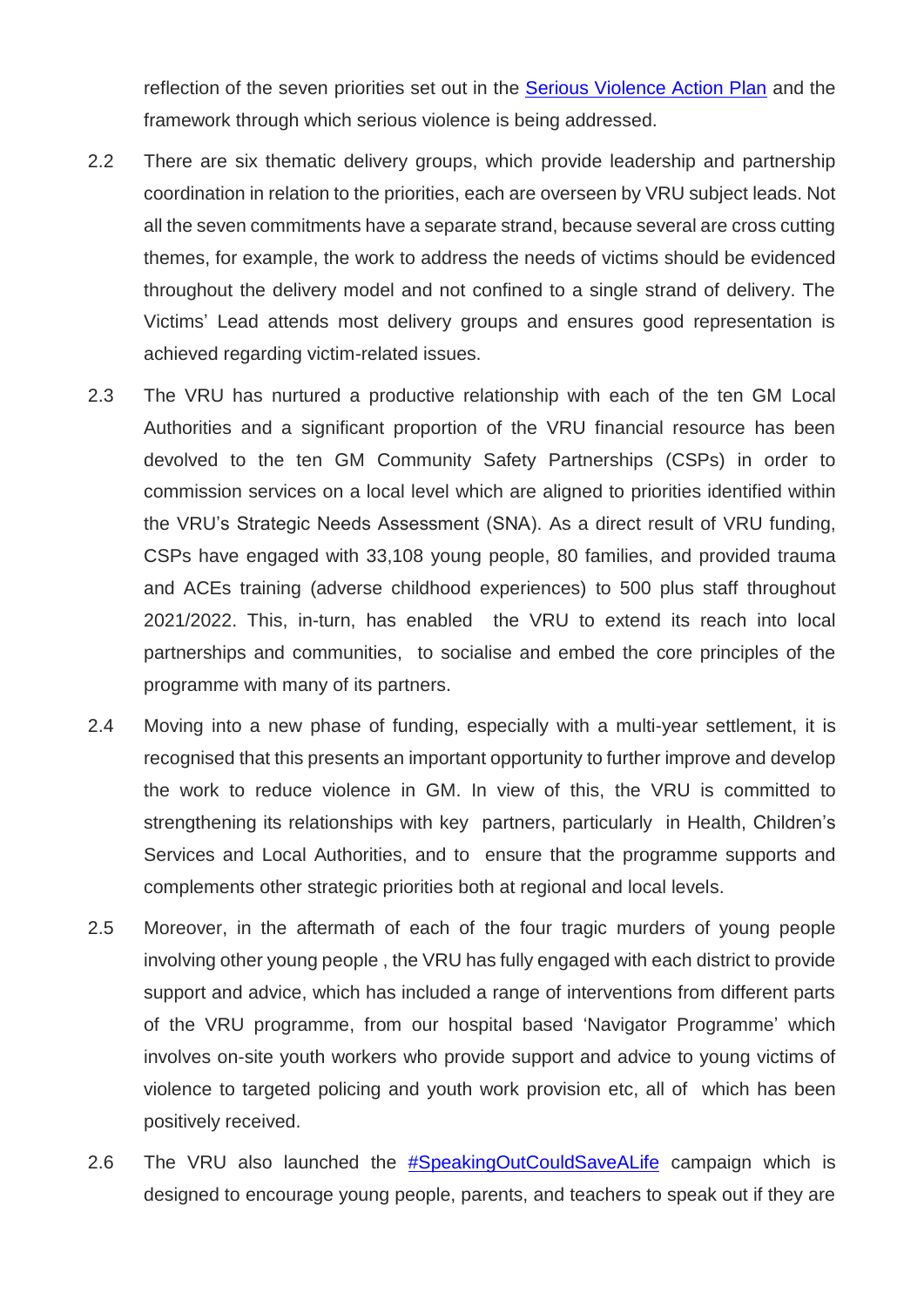reflection of the seven priorities set out in the [Serious Violence Action Plan](#) and the framework through which serious violence is being addressed.

2.2 There are six thematic delivery groups, which provide leadership and partnership coordination in relation to the priorities, each are overseen by VRU subject leads. Not all the seven commitments have a separate strand, because several are cross cutting themes, for example, the work to address the needs of victims should be evidenced throughout the delivery model and not confined to a single strand of delivery. The Victims' Lead attends most delivery groups and ensures good representation is achieved regarding victim-related issues.

2.3 The VRU has nurtured a productive relationship with each of the ten GM Local Authorities and a significant proportion of the VRU financial resource has been devolved to the ten GM Community Safety Partnerships (CSPs) in order to commission services on a local level which are aligned to priorities identified within the VRU's Strategic Needs Assessment (SNA). As a direct result of VRU funding, CSPs have engaged with 33,108 young people, 80 families, and provided trauma and ACEs training (adverse childhood experiences) to 500 plus staff throughout 2021/2022. This, in-turn, has enabled the VRU to extend its reach into local partnerships and communities, to socialise and embed the core principles of the programme with many of its partners.

2.4 Moving into a new phase of funding, especially with a multi-year settlement, it is recognised that this presents an important opportunity to further improve and develop the work to reduce violence in GM. In view of this, the VRU is committed to strengthening its relationships with key partners, particularly in Health, Children's Services and Local Authorities, and to ensure that the programme supports and complements other strategic priorities both at regional and local levels.

2.5 Moreover, in the aftermath of each of the four tragic murders of young people involving other young people , the VRU has fully engaged with each district to provide support and advice, which has included a range of interventions from different parts of the VRU programme, from our hospital based 'Navigator Programme' which involves on-site youth workers who provide support and advice to young victims of violence to targeted policing and youth work provision etc, all of which has been positively received.

2.6 The VRU also launched the [#SpeakingOutCouldSaveALife](#) campaign which is designed to encourage young people, parents, and teachers to speak out if they are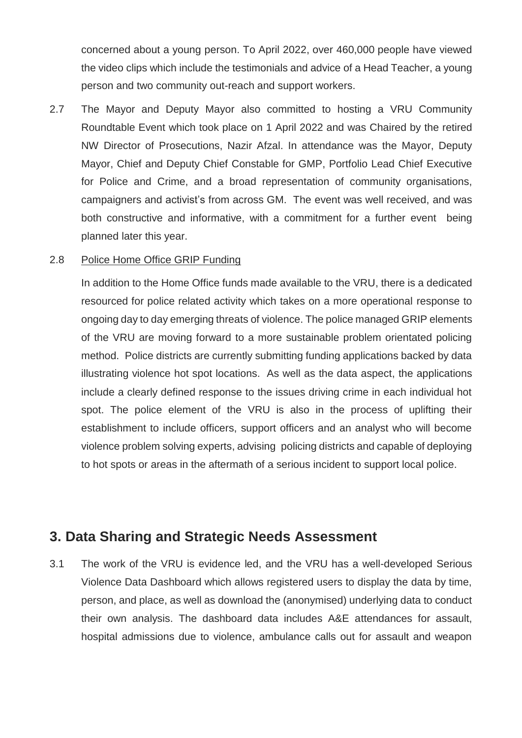concerned about a young person. To April 2022, over 460,000 people have viewed the video clips which include the testimonials and advice of a Head Teacher, a young person and two community out-reach and support workers.

2.7 The Mayor and Deputy Mayor also committed to hosting a VRU Community Roundtable Event which took place on 1 April 2022 and was Chaired by the retired NW Director of Prosecutions, Nazir Afzal. In attendance was the Mayor, Deputy Mayor, Chief and Deputy Chief Constable for GMP, Portfolio Lead Chief Executive for Police and Crime, and a broad representation of community organisations, campaigners and activist's from across GM. The event was well received, and was both constructive and informative, with a commitment for a further event being planned later this year.

2.8 Police Home Office GRIP Funding

In addition to the Home Office funds made available to the VRU, there is a dedicated resourced for police related activity which takes on a more operational response to ongoing day to day emerging threats of violence. The police managed GRIP elements of the VRU are moving forward to a more sustainable problem orientated policing method. Police districts are currently submitting funding applications backed by data illustrating violence hot spot locations. As well as the data aspect, the applications include a clearly defined response to the issues driving crime in each individual hot spot. The police element of the VRU is also in the process of uplifting their establishment to include officers, support officers and an analyst who will become violence problem solving experts, advising policing districts and capable of deploying to hot spots or areas in the aftermath of a serious incident to support local police.

## 3. Data Sharing and Strategic Needs Assessment

3.1 The work of the VRU is evidence led, and the VRU has a well-developed Serious Violence Data Dashboard which allows registered users to display the data by time, person, and place, as well as download the (anonymised) underlying data to conduct their own analysis. The dashboard data includes A&E attendances for assault, hospital admissions due to violence, ambulance calls out for assault and weapon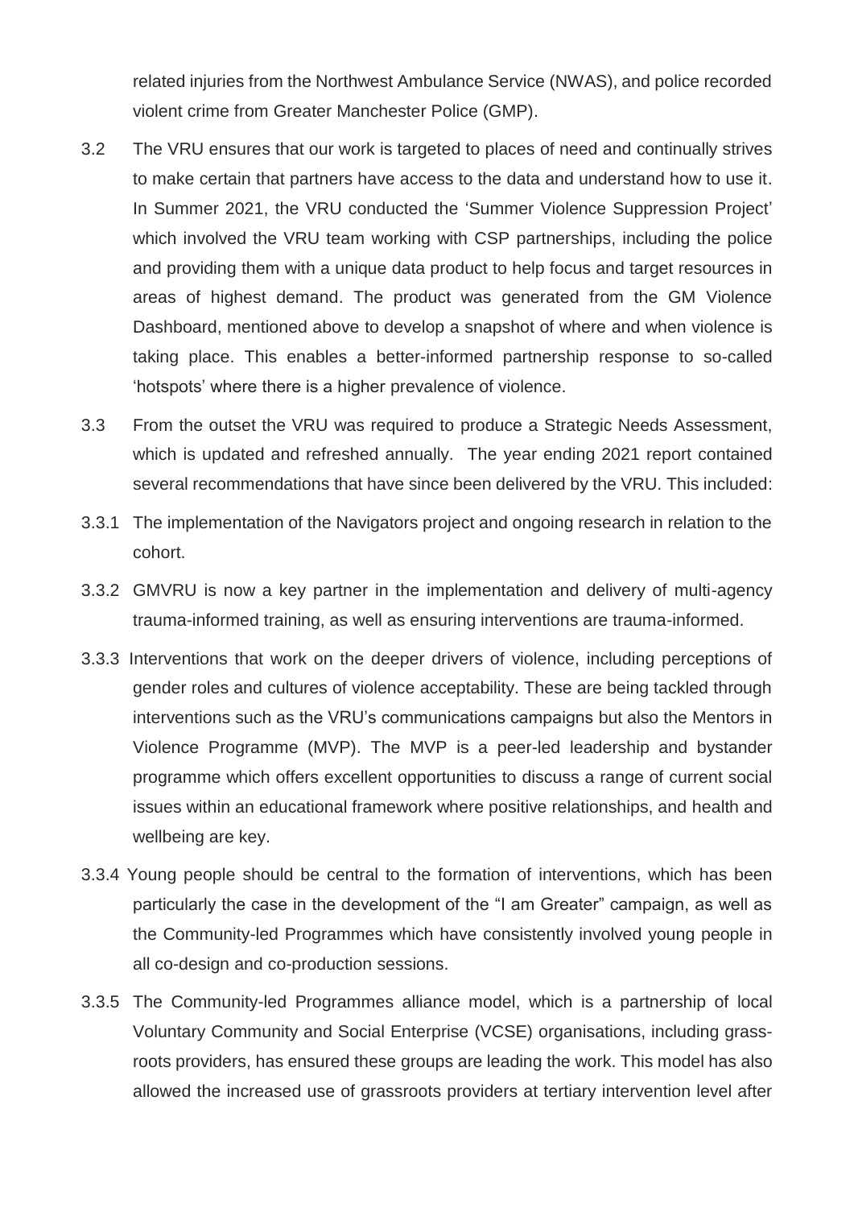related injuries from the Northwest Ambulance Service (NWAS), and police recorded violent crime from Greater Manchester Police (GMP).

3.2 The VRU ensures that our work is targeted to places of need and continually strives to make certain that partners have access to the data and understand how to use it. In Summer 2021, the VRU conducted the 'Summer Violence Suppression Project' which involved the VRU team working with CSP partnerships, including the police and providing them with a unique data product to help focus and target resources in areas of highest demand. The product was generated from the GM Violence Dashboard, mentioned above to develop a snapshot of where and when violence is taking place. This enables a better-informed partnership response to so-called 'hotspots' where there is a higher prevalence of violence.

3.3 From the outset the VRU was required to produce a Strategic Needs Assessment, which is updated and refreshed annually. The year ending 2021 report contained several recommendations that have since been delivered by the VRU. This included:

3.3.1 The implementation of the Navigators project and ongoing research in relation to the cohort.

3.3.2 GMVRU is now a key partner in the implementation and delivery of multi-agency trauma-informed training, as well as ensuring interventions are trauma-informed.

3.3.3 Interventions that work on the deeper drivers of violence, including perceptions of gender roles and cultures of violence acceptability. These are being tackled through interventions such as the VRU's communications campaigns but also the Mentors in Violence Programme (MVP). The MVP is a peer-led leadership and bystander programme which offers excellent opportunities to discuss a range of current social issues within an educational framework where positive relationships, and health and wellbeing are key.

3.3.4 Young people should be central to the formation of interventions, which has been particularly the case in the development of the "I am Greater" campaign, as well as the Community-led Programmes which have consistently involved young people in all co-design and co-production sessions.

3.3.5 The Community-led Programmes alliance model, which is a partnership of local Voluntary Community and Social Enterprise (VCSE) organisations, including grass-roots providers, has ensured these groups are leading the work. This model has also allowed the increased use of grassroots providers at tertiary intervention level after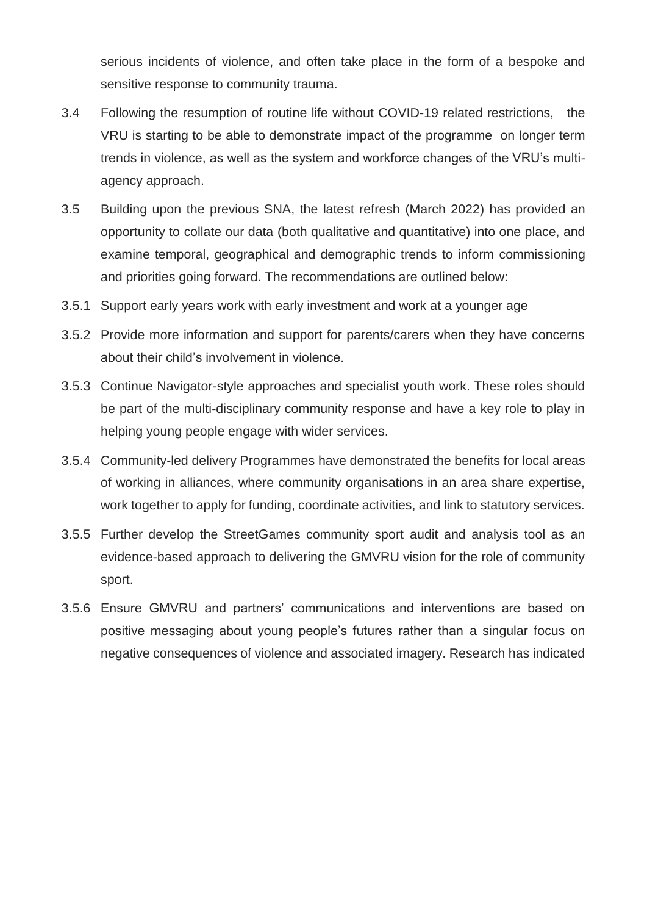serious incidents of violence, and often take place in the form of a bespoke and sensitive response to community trauma.

3.4 Following the resumption of routine life without COVID-19 related restrictions, the VRU is starting to be able to demonstrate impact of the programme on longer term trends in violence, as well as the system and workforce changes of the VRU's multi-agency approach.

3.5 Building upon the previous SNA, the latest refresh (March 2022) has provided an opportunity to collate our data (both qualitative and quantitative) into one place, and examine temporal, geographical and demographic trends to inform commissioning and priorities going forward. The recommendations are outlined below:

3.5.1 Support early years work with early investment and work at a younger age

3.5.2 Provide more information and support for parents/carers when they have concerns about their child's involvement in violence.

3.5.3 Continue Navigator-style approaches and specialist youth work. These roles should be part of the multi-disciplinary community response and have a key role to play in helping young people engage with wider services.

3.5.4 Community-led delivery Programmes have demonstrated the benefits for local areas of working in alliances, where community organisations in an area share expertise, work together to apply for funding, coordinate activities, and link to statutory services.

3.5.5 Further develop the StreetGames community sport audit and analysis tool as an evidence-based approach to delivering the GMVRU vision for the role of community sport.

3.5.6 Ensure GMVRU and partners' communications and interventions are based on positive messaging about young people's futures rather than a singular focus on negative consequences of violence and associated imagery. Research has indicated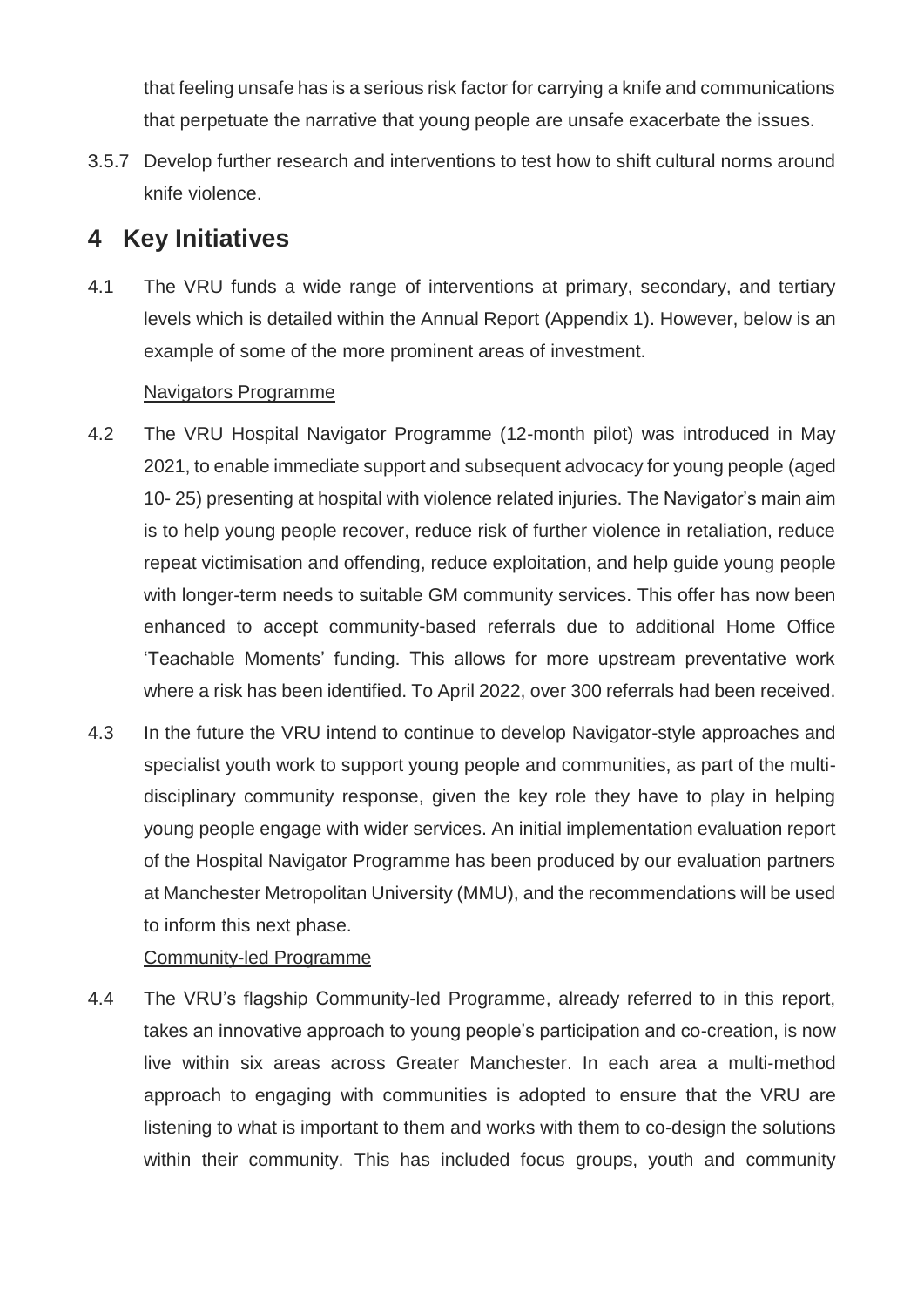that feeling unsafe has is a serious risk factor for carrying a knife and communications that perpetuate the narrative that young people are unsafe exacerbate the issues.

3.5.7 Develop further research and interventions to test how to shift cultural norms around knife violence.

## 4 Key Initiatives

4.1 The VRU funds a wide range of interventions at primary, secondary, and tertiary levels which is detailed within the Annual Report (Appendix 1). However, below is an example of some of the more prominent areas of investment.

Navigators Programme

4.2 The VRU Hospital Navigator Programme (12-month pilot) was introduced in May 2021, to enable immediate support and subsequent advocacy for young people (aged 10- 25) presenting at hospital with violence related injuries. The Navigator's main aim is to help young people recover, reduce risk of further violence in retaliation, reduce repeat victimisation and offending, reduce exploitation, and help guide young people with longer-term needs to suitable GM community services. This offer has now been enhanced to accept community-based referrals due to additional Home Office 'Teachable Moments' funding. This allows for more upstream preventative work where a risk has been identified. To April 2022, over 300 referrals had been received.

4.3 In the future the VRU intend to continue to develop Navigator-style approaches and specialist youth work to support young people and communities, as part of the multi-disciplinary community response, given the key role they have to play in helping young people engage with wider services. An initial implementation evaluation report of the Hospital Navigator Programme has been produced by our evaluation partners at Manchester Metropolitan University (MMU), and the recommendations will be used to inform this next phase.

Community-led Programme

4.4 The VRU's flagship Community-led Programme, already referred to in this report, takes an innovative approach to young people's participation and co-creation, is now live within six areas across Greater Manchester. In each area a multi-method approach to engaging with communities is adopted to ensure that the VRU are listening to what is important to them and works with them to co-design the solutions within their community. This has included focus groups, youth and community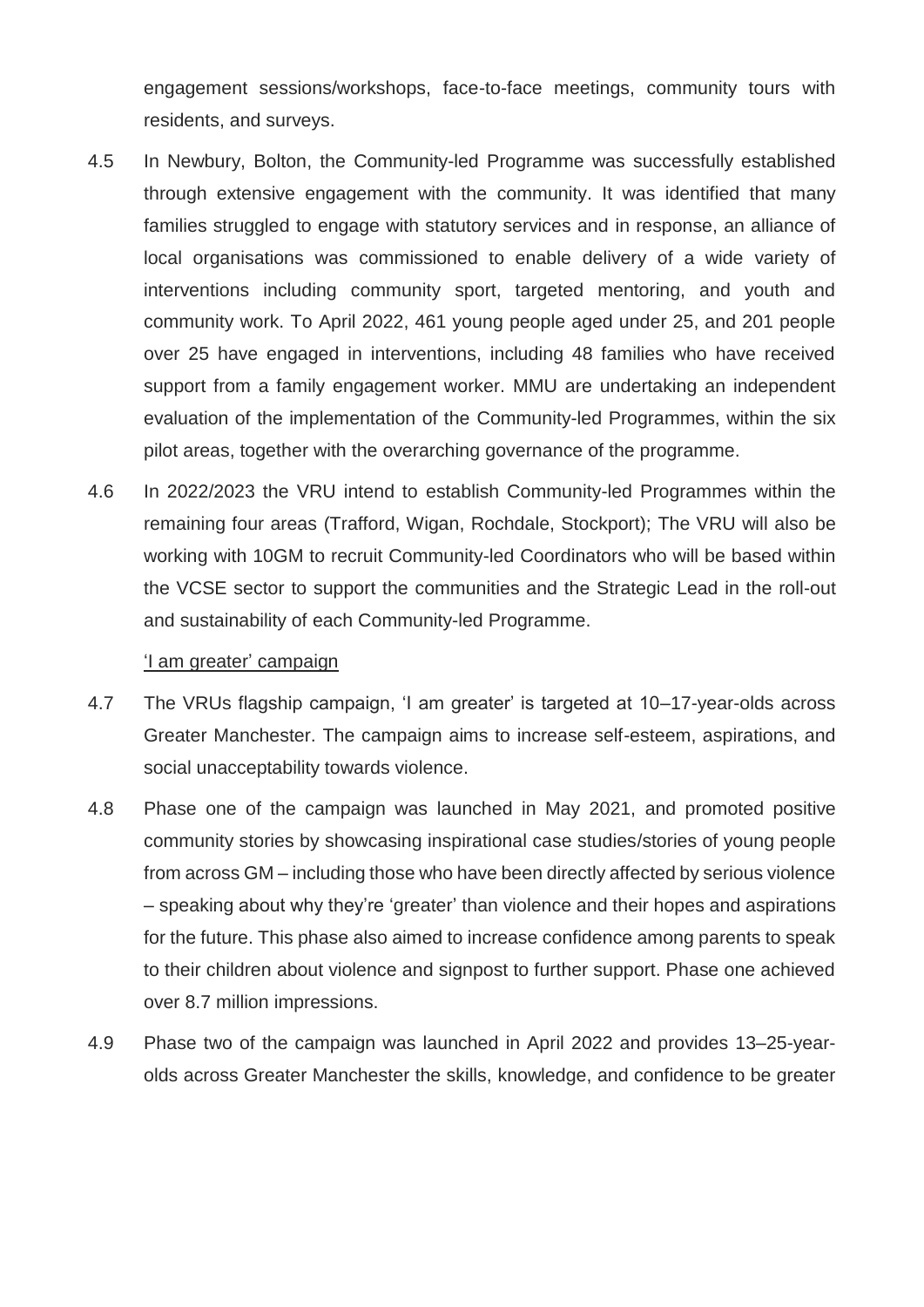engagement sessions/workshops, face-to-face meetings, community tours with residents, and surveys.

4.5 In Newbury, Bolton, the Community-led Programme was successfully established through extensive engagement with the community. It was identified that many families struggled to engage with statutory services and in response, an alliance of local organisations was commissioned to enable delivery of a wide variety of interventions including community sport, targeted mentoring, and youth and community work. To April 2022, 461 young people aged under 25, and 201 people over 25 have engaged in interventions, including 48 families who have received support from a family engagement worker. MMU are undertaking an independent evaluation of the implementation of the Community-led Programmes, within the six pilot areas, together with the overarching governance of the programme.

4.6 In 2022/2023 the VRU intend to establish Community-led Programmes within the remaining four areas (Trafford, Wigan, Rochdale, Stockport); The VRU will also be working with 10GM to recruit Community-led Coordinators who will be based within the VCSE sector to support the communities and the Strategic Lead in the roll-out and sustainability of each Community-led Programme.

'I am greater' campaign

4.7 The VRUs flagship campaign, 'I am greater' is targeted at 10–17-year-olds across Greater Manchester. The campaign aims to increase self-esteem, aspirations, and social unacceptability towards violence.

4.8 Phase one of the campaign was launched in May 2021, and promoted positive community stories by showcasing inspirational case studies/stories of young people from across GM – including those who have been directly affected by serious violence – speaking about why they're 'greater' than violence and their hopes and aspirations for the future. This phase also aimed to increase confidence among parents to speak to their children about violence and signpost to further support. Phase one achieved over 8.7 million impressions.

4.9 Phase two of the campaign was launched in April 2022 and provides 13–25-year-olds across Greater Manchester the skills, knowledge, and confidence to be greater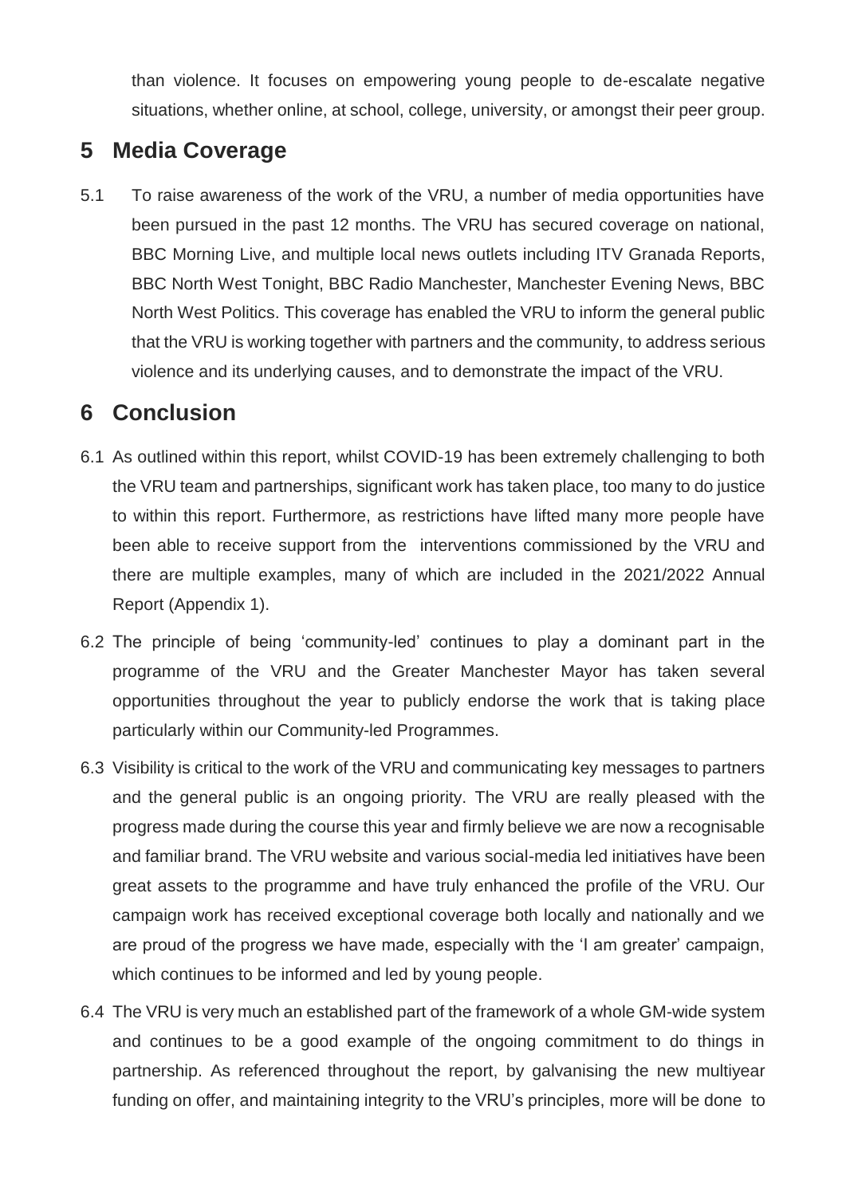than violence. It focuses on empowering young people to de-escalate negative situations, whether online, at school, college, university, or amongst their peer group.

## 5 Media Coverage

5.1 To raise awareness of the work of the VRU, a number of media opportunities have been pursued in the past 12 months. The VRU has secured coverage on national, BBC Morning Live, and multiple local news outlets including ITV Granada Reports, BBC North West Tonight, BBC Radio Manchester, Manchester Evening News, BBC North West Politics. This coverage has enabled the VRU to inform the general public that the VRU is working together with partners and the community, to address serious violence and its underlying causes, and to demonstrate the impact of the VRU.

## 6 Conclusion

6.1 As outlined within this report, whilst COVID-19 has been extremely challenging to both the VRU team and partnerships, significant work has taken place, too many to do justice to within this report. Furthermore, as restrictions have lifted many more people have been able to receive support from the interventions commissioned by the VRU and there are multiple examples, many of which are included in the 2021/2022 Annual Report (Appendix 1).

6.2 The principle of being 'community-led' continues to play a dominant part in the programme of the VRU and the Greater Manchester Mayor has taken several opportunities throughout the year to publicly endorse the work that is taking place particularly within our Community-led Programmes.

6.3 Visibility is critical to the work of the VRU and communicating key messages to partners and the general public is an ongoing priority. The VRU are really pleased with the progress made during the course this year and firmly believe we are now a recognisable and familiar brand. The VRU website and various social-media led initiatives have been great assets to the programme and have truly enhanced the profile of the VRU. Our campaign work has received exceptional coverage both locally and nationally and we are proud of the progress we have made, especially with the 'I am greater' campaign, which continues to be informed and led by young people.

6.4 The VRU is very much an established part of the framework of a whole GM-wide system and continues to be a good example of the ongoing commitment to do things in partnership. As referenced throughout the report, by galvanising the new multiyear funding on offer, and maintaining integrity to the VRU's principles, more will be done to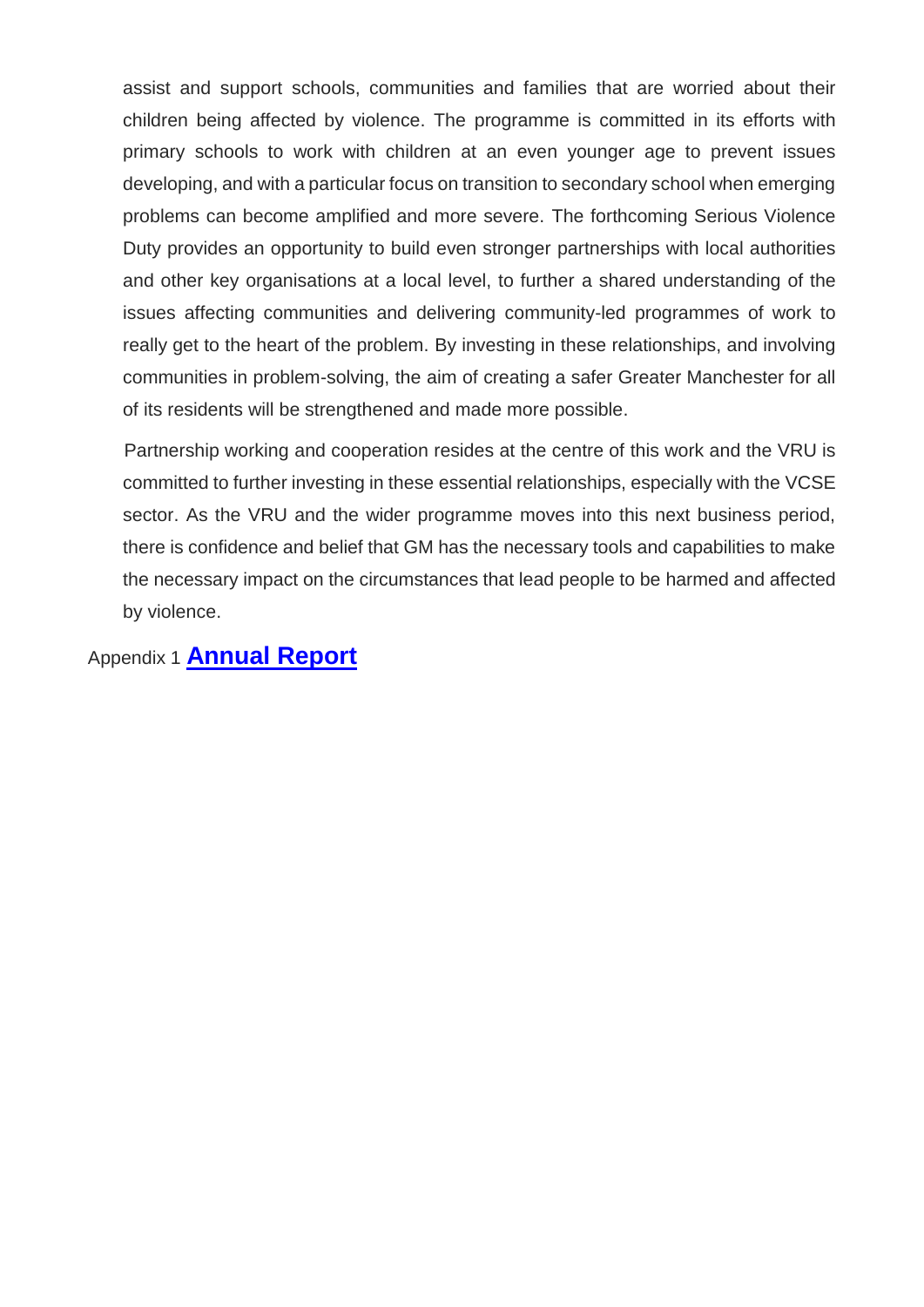assist and support schools, communities and families that are worried about their children being affected by violence. The programme is committed in its efforts with primary schools to work with children at an even younger age to prevent issues developing, and with a particular focus on transition to secondary school when emerging problems can become amplified and more severe. The forthcoming Serious Violence Duty provides an opportunity to build even stronger partnerships with local authorities and other key organisations at a local level, to further a shared understanding of the issues affecting communities and delivering community-led programmes of work to really get to the heart of the problem. By investing in these relationships, and involving communities in problem-solving, the aim of creating a safer Greater Manchester for all of its residents will be strengthened and made more possible.

Partnership working and cooperation resides at the centre of this work and the VRU is committed to further investing in these essential relationships, especially with the VCSE sector. As the VRU and the wider programme moves into this next business period, there is confidence and belief that GM has the necessary tools and capabilities to make the necessary impact on the circumstances that lead people to be harmed and affected by violence.

Appendix 1 **Annual Report**